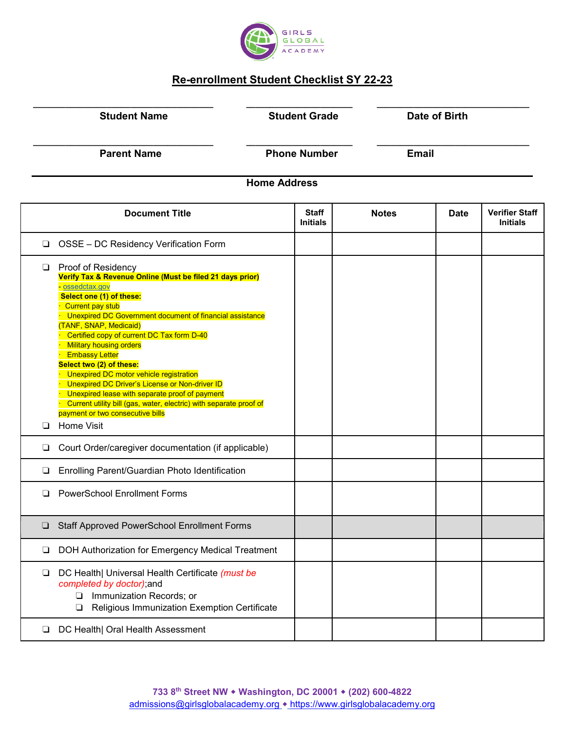GIRLS GLOBAL ACADEMY

# Re-enrollment Student Checklist SY 22-23

| ______________________ | ______________________ | ______________________ |
|---|---|---|
| **Student Name** | **Student Grade** | **Date of Birth** |
| ______________________ | ______________________ | ______________________ |
| **Parent Name** | **Phone Number** | **Email** |

_______________________________________________

**Home Address**

| Document Title | Staff Initials | Notes | Date | Verifier Staff Initials |
|---|---|---|---|---|
| ❑ OSSE – DC Residency Verification Form | | | | |
| ❑ Proof of Residency<br>**Verify Tax & Revenue Online (Must be filed 21 days prior)**<br>- ossedctax.gov<br>**Select one (1) of these:**<br>· Current pay stub<br>· Unexpired DC Government document of financial assistance (TANF, SNAP, Medicaid)<br>· Certified copy of current DC Tax form D-40<br>· Military housing orders<br>· Embassy Letter<br>**Select two (2) of these:**<br>· Unexpired DC motor vehicle registration<br>· Unexpired DC Driver's License or Non-driver ID<br>· Unexpired lease with separate proof of payment<br>· Current utility bill (gas, water, electric) with separate proof of payment or two consecutive bills<br>❑ Home Visit | | | | |
| ❑ Court Order/caregiver documentation (if applicable) | | | | |
| ❑ Enrolling Parent/Guardian Photo Identification | | | | |
| ❑ PowerSchool Enrollment Forms | | | | |
| ❑ Staff Approved PowerSchool Enrollment Forms | | | | |
| ❑ DOH Authorization for Emergency Medical Treatment | | | | |
| ❑ DC Health\| Universal Health Certificate *(must be completed by doctor)*;and<br>❑ Immunization Records; or<br>❑ Religious Immunization Exemption Certificate | | | | |
| ❑ DC Health\| Oral Health Assessment | | | | |

733 8th Street NW ◆ Washington, DC 20001 ◆ (202) 600-4822
admissions@girlsglobalacademy.org ◆ https://www.girlsglobalacademy.org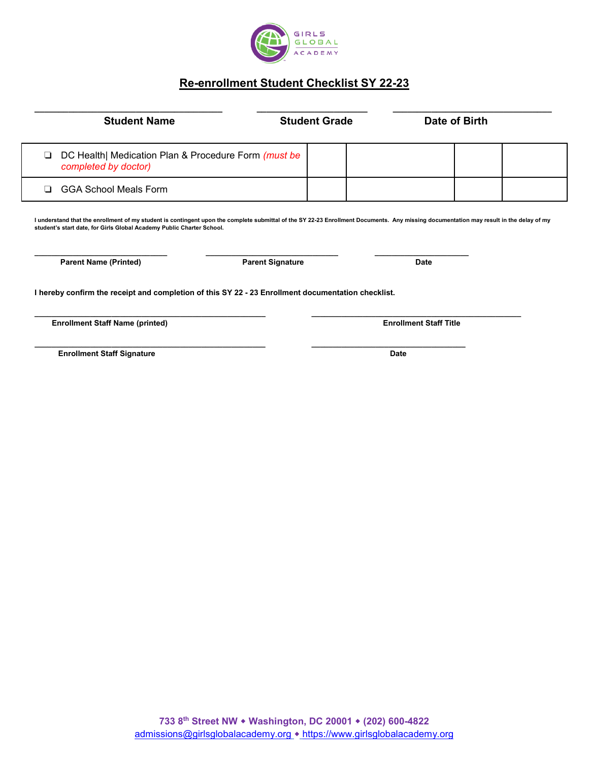# Re-enrollment Student Checklist SY 22-23

\_\_\_\_\_\_\_\_\_\_\_\_\_\_\_\_\_\_\_\_\_\_\_\_\_\_\_\_\_\_\_\_ \_\_\_\_\_\_\_\_\_\_\_\_\_\_\_\_\_\_\_ \_\_\_\_\_\_\_\_\_\_\_\_\_\_\_\_\_\_\_\_\_\_\_\_\_\_\_

**Student Name** **Student Grade** **Date of Birth**

| | | | | |
|---|---|---|---|---|
| ❑ DC Health\| Medication Plan & Procedure Form *(must be completed by doctor)* | | | | |
| ❑ GGA School Meals Form | | | | |

**I understand that the enrollment of my student is contingent upon the complete submittal of the SY 22-23 Enrollment Documents. Any missing documentation may result in the delay of my student's start date, for Girls Global Academy Public Charter School.**

\_\_\_\_\_\_\_\_\_\_\_\_\_\_\_\_\_\_\_\_\_\_\_\_\_ \_\_\_\_\_\_\_\_\_\_\_\_\_\_\_\_\_\_\_\_\_\_\_\_\_ \_\_\_\_\_\_\_\_\_\_\_\_\_\_\_\_\_\_

**Parent Name (Printed)** **Parent Signature** **Date**

**I hereby confirm the receipt and completion of this SY 22 - 23 Enrollment documentation checklist.**

\_\_\_\_\_\_\_\_\_\_\_\_\_\_\_\_\_\_\_\_\_\_\_\_\_\_\_\_\_\_\_\_\_\_\_\_\_\_\_\_\_\_\_ \_\_\_\_\_\_\_\_\_\_\_\_\_\_\_\_\_\_\_\_\_\_\_\_\_\_\_\_\_\_\_\_\_\_\_\_\_\_\_

**Enrollment Staff Name (printed)** **Enrollment Staff Title**

\_\_\_\_\_\_\_\_\_\_\_\_\_\_\_\_\_\_\_\_\_\_\_\_\_\_\_\_\_\_\_\_\_\_\_\_\_\_\_\_\_\_\_ \_\_\_\_\_\_\_\_\_\_\_\_\_\_\_\_\_\_\_\_\_\_\_\_\_\_\_\_\_

**Enrollment Staff Signature** **Date**

**733 8th Street NW ◆ Washington, DC 20001 ◆ (202) 600-4822**
admissions@girlsglobalacademy.org ◆ https://www.girlsglobalacademy.org